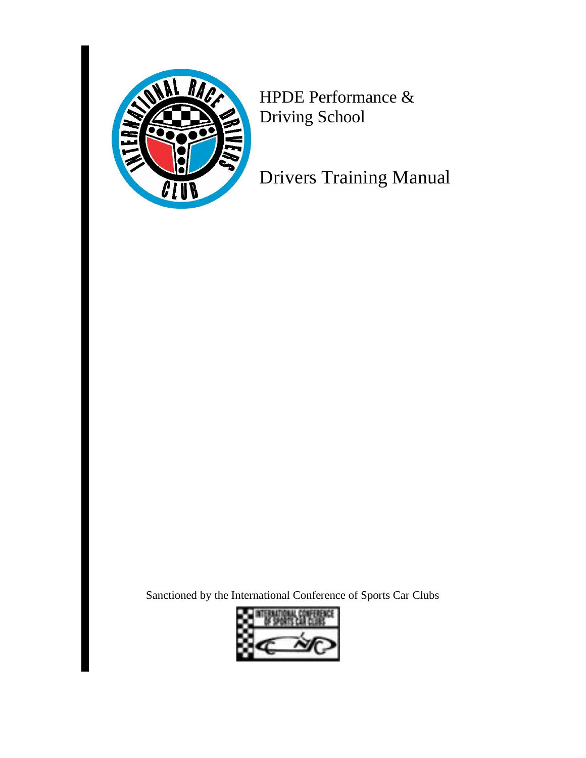# HPDE Performance & Driving School

# Drivers Training Manual

Sanctioned by the International Conference of Sports Car Clubs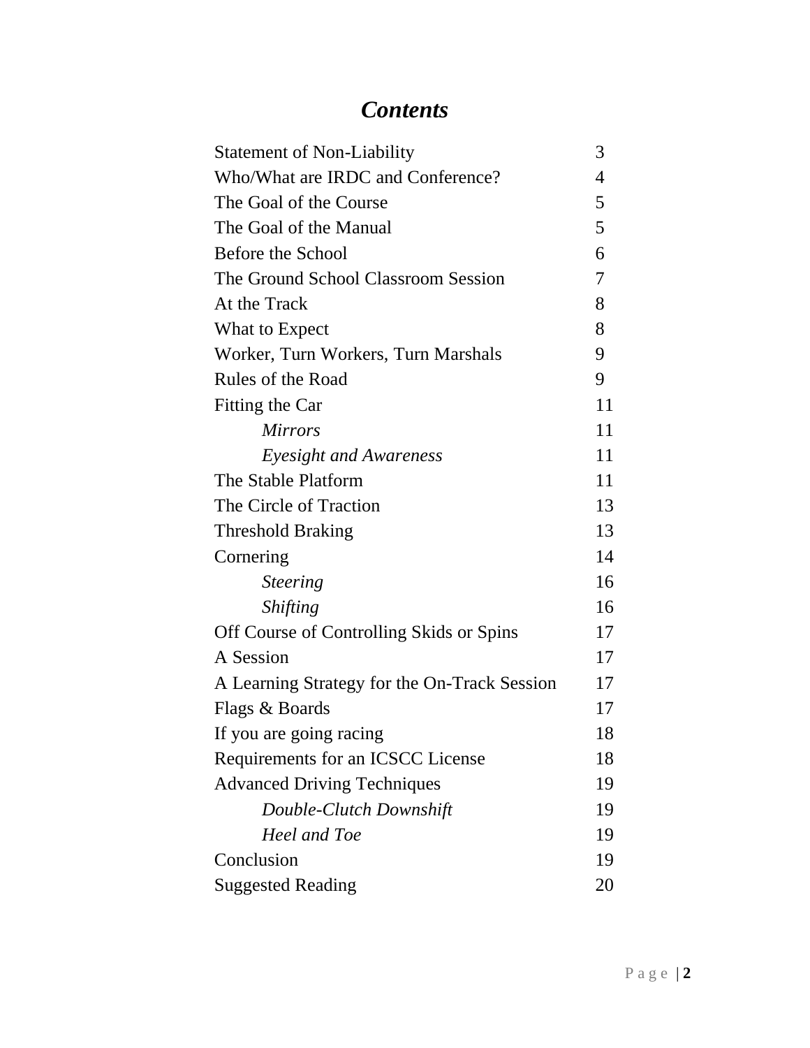# *Contents*

| | |
|---|---|
| Statement of Non-Liability | 3 |
| Who/What are IRDC and Conference? | 4 |
| The Goal of the Course | 5 |
| The Goal of the Manual | 5 |
| Before the School | 6 |
| The Ground School Classroom Session | 7 |
| At the Track | 8 |
| What to Expect | 8 |
| Worker, Turn Workers, Turn Marshals | 9 |
| Rules of the Road | 9 |
| Fitting the Car | 11 |
| &nbsp;&nbsp;&nbsp;&nbsp;*Mirrors* | 11 |
| &nbsp;&nbsp;&nbsp;&nbsp;*Eyesight and Awareness* | 11 |
| The Stable Platform | 11 |
| The Circle of Traction | 13 |
| Threshold Braking | 13 |
| Cornering | 14 |
| &nbsp;&nbsp;&nbsp;&nbsp;*Steering* | 16 |
| &nbsp;&nbsp;&nbsp;&nbsp;*Shifting* | 16 |
| Off Course of Controlling Skids or Spins | 17 |
| A Session | 17 |
| A Learning Strategy for the On-Track Session | 17 |
| Flags & Boards | 17 |
| If you are going racing | 18 |
| Requirements for an ICSCC License | 18 |
| Advanced Driving Techniques | 19 |
| &nbsp;&nbsp;&nbsp;&nbsp;*Double-Clutch Downshift* | 19 |
| &nbsp;&nbsp;&nbsp;&nbsp;*Heel and Toe* | 19 |
| Conclusion | 19 |
| Suggested Reading | 20 |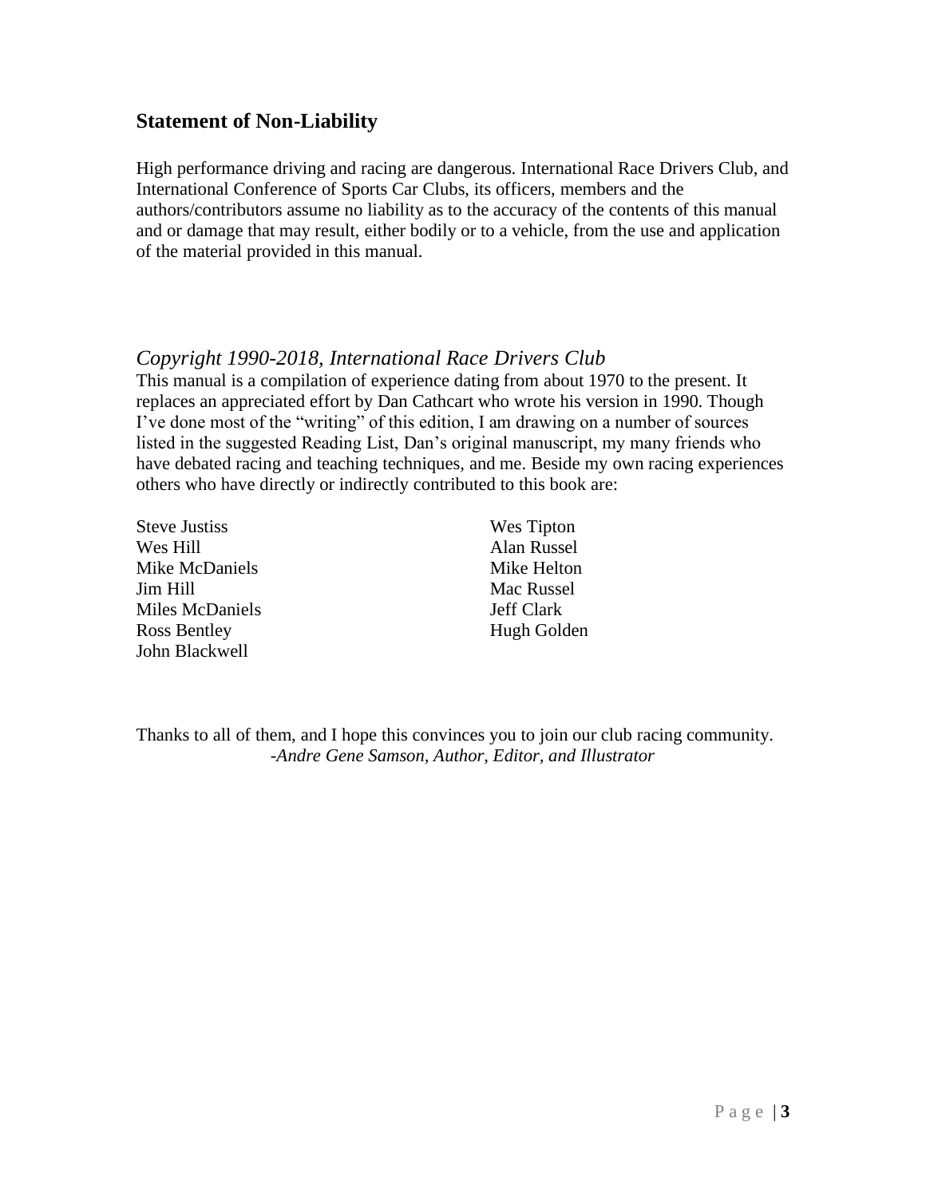## Statement of Non-Liability

High performance driving and racing are dangerous. International Race Drivers Club, and International Conference of Sports Car Clubs, its officers, members and the authors/contributors assume no liability as to the accuracy of the contents of this manual and or damage that may result, either bodily or to a vehicle, from the use and application of the material provided in this manual.

*Copyright 1990-2018, International Race Drivers Club*

This manual is a compilation of experience dating from about 1970 to the present. It replaces an appreciated effort by Dan Cathcart who wrote his version in 1990. Though I've done most of the "writing" of this edition, I am drawing on a number of sources listed in the suggested Reading List, Dan's original manuscript, my many friends who have debated racing and teaching techniques, and me. Beside my own racing experiences others who have directly or indirectly contributed to this book are:

Steve Justiss
Wes Hill
Mike McDaniels
Jim Hill
Miles McDaniels
Ross Bentley
John Blackwell
Wes Tipton
Alan Russel
Mike Helton
Mac Russel
Jeff Clark
Hugh Golden

Thanks to all of them, and I hope this convinces you to join our club racing community.
*-Andre Gene Samson, Author, Editor, and Illustrator*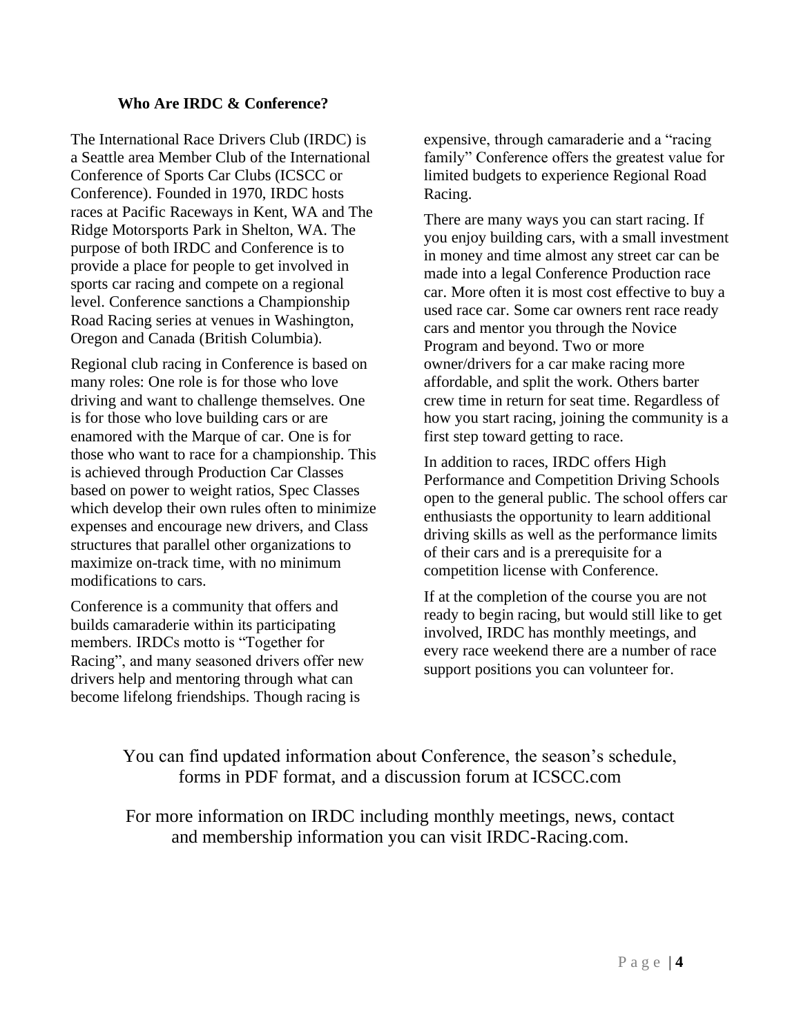**Who Are IRDC & Conference?**

The International Race Drivers Club (IRDC) is a Seattle area Member Club of the International Conference of Sports Car Clubs (ICSCC or Conference). Founded in 1970, IRDC hosts races at Pacific Raceways in Kent, WA and The Ridge Motorsports Park in Shelton, WA. The purpose of both IRDC and Conference is to provide a place for people to get involved in sports car racing and compete on a regional level. Conference sanctions a Championship Road Racing series at venues in Washington, Oregon and Canada (British Columbia).

Regional club racing in Conference is based on many roles: One role is for those who love driving and want to challenge themselves. One is for those who love building cars or are enamored with the Marque of car. One is for those who want to race for a championship. This is achieved through Production Car Classes based on power to weight ratios, Spec Classes which develop their own rules often to minimize expenses and encourage new drivers, and Class structures that parallel other organizations to maximize on-track time, with no minimum modifications to cars.

Conference is a community that offers and builds camaraderie within its participating members. IRDCs motto is "Together for Racing", and many seasoned drivers offer new drivers help and mentoring through what can become lifelong friendships. Though racing is expensive, through camaraderie and a "racing family" Conference offers the greatest value for limited budgets to experience Regional Road Racing.

There are many ways you can start racing. If you enjoy building cars, with a small investment in money and time almost any street car can be made into a legal Conference Production race car. More often it is most cost effective to buy a used race car. Some car owners rent race ready cars and mentor you through the Novice Program and beyond. Two or more owner/drivers for a car make racing more affordable, and split the work. Others barter crew time in return for seat time. Regardless of how you start racing, joining the community is a first step toward getting to race.

In addition to races, IRDC offers High Performance and Competition Driving Schools open to the general public. The school offers car enthusiasts the opportunity to learn additional driving skills as well as the performance limits of their cars and is a prerequisite for a competition license with Conference.

If at the completion of the course you are not ready to begin racing, but would still like to get involved, IRDC has monthly meetings, and every race weekend there are a number of race support positions you can volunteer for.

You can find updated information about Conference, the season's schedule, forms in PDF format, and a discussion forum at ICSCC.com

For more information on IRDC including monthly meetings, news, contact and membership information you can visit IRDC-Racing.com.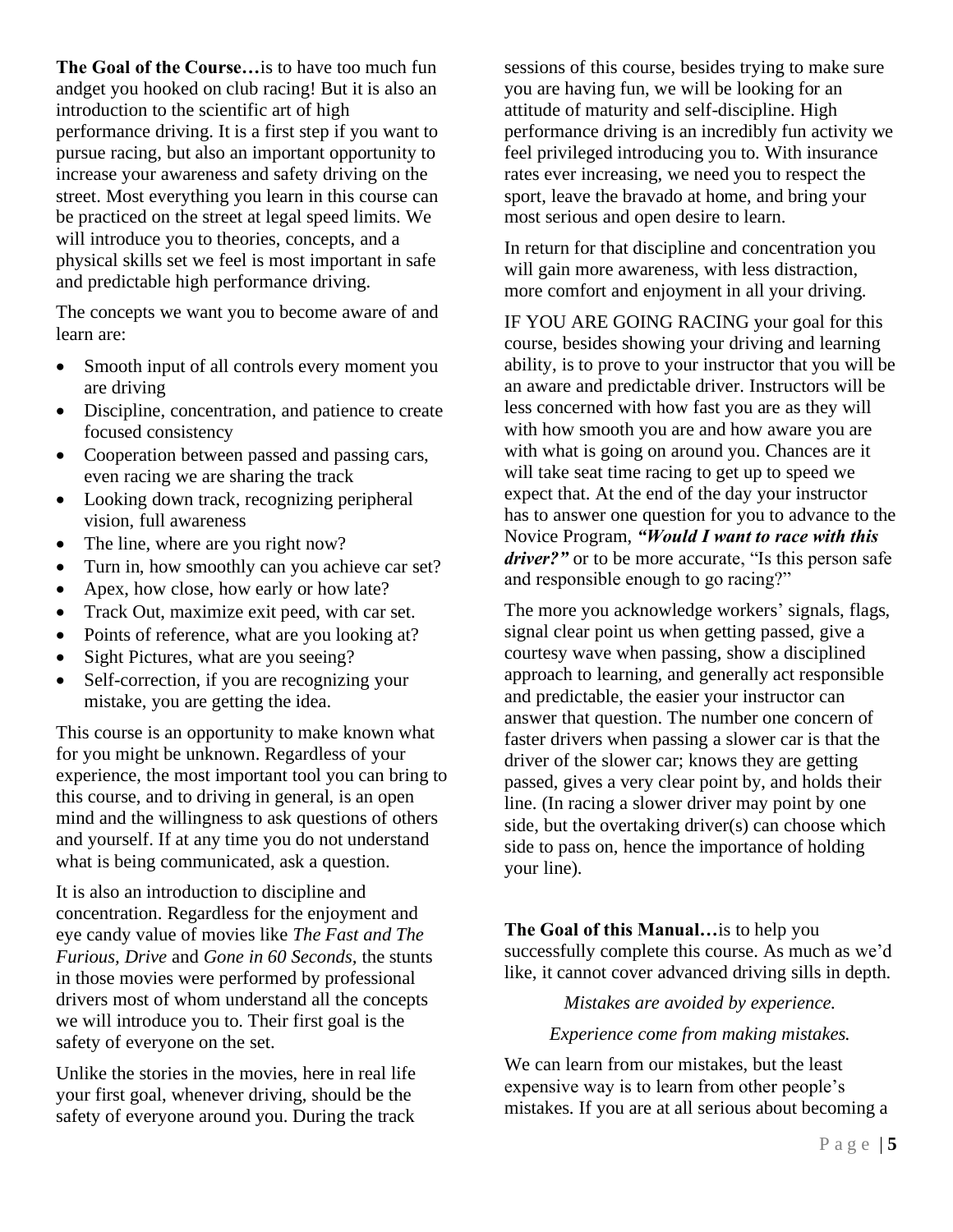**The Goal of the Course…**is to have too much fun andget you hooked on club racing! But it is also an introduction to the scientific art of high performance driving. It is a first step if you want to pursue racing, but also an important opportunity to increase your awareness and safety driving on the street. Most everything you learn in this course can be practiced on the street at legal speed limits. We will introduce you to theories, concepts, and a physical skills set we feel is most important in safe and predictable high performance driving.

The concepts we want you to become aware of and learn are:

- Smooth input of all controls every moment you are driving
- Discipline, concentration, and patience to create focused consistency
- Cooperation between passed and passing cars, even racing we are sharing the track
- Looking down track, recognizing peripheral vision, full awareness
- The line, where are you right now?
- Turn in, how smoothly can you achieve car set?
- Apex, how close, how early or how late?
- Track Out, maximize exit peed, with car set.
- Points of reference, what are you looking at?
- Sight Pictures, what are you seeing?
- Self-correction, if you are recognizing your mistake, you are getting the idea.

This course is an opportunity to make known what for you might be unknown. Regardless of your experience, the most important tool you can bring to this course, and to driving in general, is an open mind and the willingness to ask questions of others and yourself. If at any time you do not understand what is being communicated, ask a question.

It is also an introduction to discipline and concentration. Regardless for the enjoyment and eye candy value of movies like *The Fast and The Furious, Drive* and *Gone in 60 Seconds*, the stunts in those movies were performed by professional drivers most of whom understand all the concepts we will introduce you to. Their first goal is the safety of everyone on the set.

Unlike the stories in the movies, here in real life your first goal, whenever driving, should be the safety of everyone around you. During the track sessions of this course, besides trying to make sure you are having fun, we will be looking for an attitude of maturity and self-discipline. High performance driving is an incredibly fun activity we feel privileged introducing you to. With insurance rates ever increasing, we need you to respect the sport, leave the bravado at home, and bring your most serious and open desire to learn.

In return for that discipline and concentration you will gain more awareness, with less distraction, more comfort and enjoyment in all your driving.

IF YOU ARE GOING RACING your goal for this course, besides showing your driving and learning ability, is to prove to your instructor that you will be an aware and predictable driver. Instructors will be less concerned with how fast you are as they will with how smooth you are and how aware you are with what is going on around you. Chances are it will take seat time racing to get up to speed we expect that. At the end of the day your instructor has to answer one question for you to advance to the Novice Program, ***"Would I want to race with this driver?"*** or to be more accurate, "Is this person safe and responsible enough to go racing?"

The more you acknowledge workers' signals, flags, signal clear point us when getting passed, give a courtesy wave when passing, show a disciplined approach to learning, and generally act responsible and predictable, the easier your instructor can answer that question. The number one concern of faster drivers when passing a slower car is that the driver of the slower car; knows they are getting passed, gives a very clear point by, and holds their line. (In racing a slower driver may point by one side, but the overtaking driver(s) can choose which side to pass on, hence the importance of holding your line).

**The Goal of this Manual…**is to help you successfully complete this course. As much as we'd like, it cannot cover advanced driving sills in depth.

*Mistakes are avoided by experience.*

*Experience come from making mistakes.*

We can learn from our mistakes, but the least expensive way is to learn from other people's mistakes. If you are at all serious about becoming a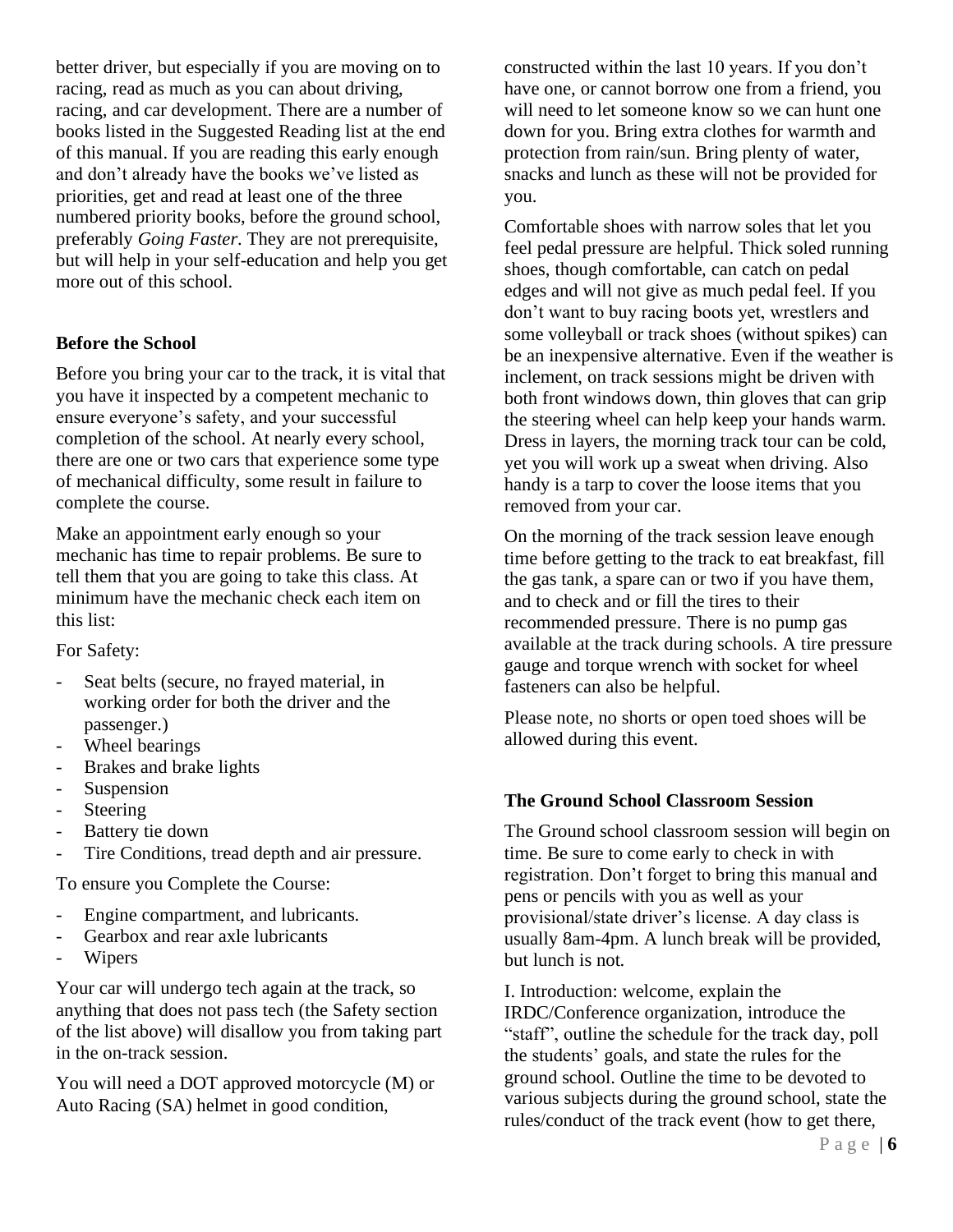better driver, but especially if you are moving on to racing, read as much as you can about driving, racing, and car development. There are a number of books listed in the Suggested Reading list at the end of this manual. If you are reading this early enough and don't already have the books we've listed as priorities, get and read at least one of the three numbered priority books, before the ground school, preferably *Going Faster*. They are not prerequisite, but will help in your self-education and help you get more out of this school.

**Before the School**

Before you bring your car to the track, it is vital that you have it inspected by a competent mechanic to ensure everyone's safety, and your successful completion of the school. At nearly every school, there are one or two cars that experience some type of mechanical difficulty, some result in failure to complete the course.

Make an appointment early enough so your mechanic has time to repair problems. Be sure to tell them that you are going to take this class. At minimum have the mechanic check each item on this list:

For Safety:

- Seat belts (secure, no frayed material, in working order for both the driver and the passenger.)
- Wheel bearings
- Brakes and brake lights
- Suspension
- Steering
- Battery tie down
- Tire Conditions, tread depth and air pressure.

To ensure you Complete the Course:

- Engine compartment, and lubricants.
- Gearbox and rear axle lubricants
- Wipers

Your car will undergo tech again at the track, so anything that does not pass tech (the Safety section of the list above) will disallow you from taking part in the on-track session.

You will need a DOT approved motorcycle (M) or Auto Racing (SA) helmet in good condition, constructed within the last 10 years. If you don't have one, or cannot borrow one from a friend, you will need to let someone know so we can hunt one down for you. Bring extra clothes for warmth and protection from rain/sun. Bring plenty of water, snacks and lunch as these will not be provided for you.

Comfortable shoes with narrow soles that let you feel pedal pressure are helpful. Thick soled running shoes, though comfortable, can catch on pedal edges and will not give as much pedal feel. If you don't want to buy racing boots yet, wrestlers and some volleyball or track shoes (without spikes) can be an inexpensive alternative. Even if the weather is inclement, on track sessions might be driven with both front windows down, thin gloves that can grip the steering wheel can help keep your hands warm. Dress in layers, the morning track tour can be cold, yet you will work up a sweat when driving. Also handy is a tarp to cover the loose items that you removed from your car.

On the morning of the track session leave enough time before getting to the track to eat breakfast, fill the gas tank, a spare can or two if you have them, and to check and or fill the tires to their recommended pressure. There is no pump gas available at the track during schools. A tire pressure gauge and torque wrench with socket for wheel fasteners can also be helpful.

Please note, no shorts or open toed shoes will be allowed during this event.

**The Ground School Classroom Session**

The Ground school classroom session will begin on time. Be sure to come early to check in with registration. Don't forget to bring this manual and pens or pencils with you as well as your provisional/state driver's license. A day class is usually 8am-4pm. A lunch break will be provided, but lunch is not.

I. Introduction: welcome, explain the IRDC/Conference organization, introduce the "staff", outline the schedule for the track day, poll the students' goals, and state the rules for the ground school. Outline the time to be devoted to various subjects during the ground school, state the rules/conduct of the track event (how to get there,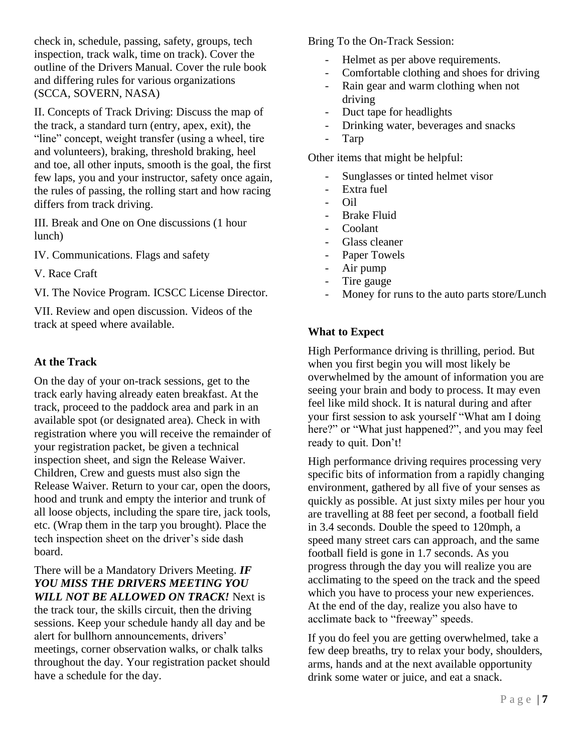check in, schedule, passing, safety, groups, tech inspection, track walk, time on track). Cover the outline of the Drivers Manual. Cover the rule book and differing rules for various organizations (SCCA, SOVERN, NASA)

II. Concepts of Track Driving: Discuss the map of the track, a standard turn (entry, apex, exit), the "line" concept, weight transfer (using a wheel, tire and volunteers), braking, threshold braking, heel and toe, all other inputs, smooth is the goal, the first few laps, you and your instructor, safety once again, the rules of passing, the rolling start and how racing differs from track driving.

III. Break and One on One discussions (1 hour lunch)

IV. Communications. Flags and safety

V. Race Craft

VI. The Novice Program. ICSCC License Director.

VII. Review and open discussion. Videos of the track at speed where available.

### At the Track

On the day of your on-track sessions, get to the track early having already eaten breakfast. At the track, proceed to the paddock area and park in an available spot (or designated area). Check in with registration where you will receive the remainder of your registration packet, be given a technical inspection sheet, and sign the Release Waiver. Children, Crew and guests must also sign the Release Waiver. Return to your car, open the doors, hood and trunk and empty the interior and trunk of all loose objects, including the spare tire, jack tools, etc. (Wrap them in the tarp you brought). Place the tech inspection sheet on the driver's side dash board.

There will be a Mandatory Drivers Meeting. ***IF YOU MISS THE DRIVERS MEETING YOU WILL NOT BE ALLOWED ON TRACK!*** Next is the track tour, the skills circuit, then the driving sessions. Keep your schedule handy all day and be alert for bullhorn announcements, drivers' meetings, corner observation walks, or chalk talks throughout the day. Your registration packet should have a schedule for the day.

Bring To the On-Track Session:

- Helmet as per above requirements.
- Comfortable clothing and shoes for driving
- Rain gear and warm clothing when not driving
- Duct tape for headlights
- Drinking water, beverages and snacks
- Tarp

Other items that might be helpful:

- Sunglasses or tinted helmet visor
- Extra fuel
- Oil
- Brake Fluid
- Coolant
- Glass cleaner
- Paper Towels
- Air pump
- Tire gauge
- Money for runs to the auto parts store/Lunch

### What to Expect

High Performance driving is thrilling, period. But when you first begin you will most likely be overwhelmed by the amount of information you are seeing your brain and body to process. It may even feel like mild shock. It is natural during and after your first session to ask yourself "What am I doing here?" or "What just happened?", and you may feel ready to quit. Don't!

High performance driving requires processing very specific bits of information from a rapidly changing environment, gathered by all five of your senses as quickly as possible. At just sixty miles per hour you are travelling at 88 feet per second, a football field in 3.4 seconds. Double the speed to 120mph, a speed many street cars can approach, and the same football field is gone in 1.7 seconds. As you progress through the day you will realize you are acclimating to the speed on the track and the speed which you have to process your new experiences. At the end of the day, realize you also have to acclimate back to "freeway" speeds.

If you do feel you are getting overwhelmed, take a few deep breaths, try to relax your body, shoulders, arms, hands and at the next available opportunity drink some water or juice, and eat a snack.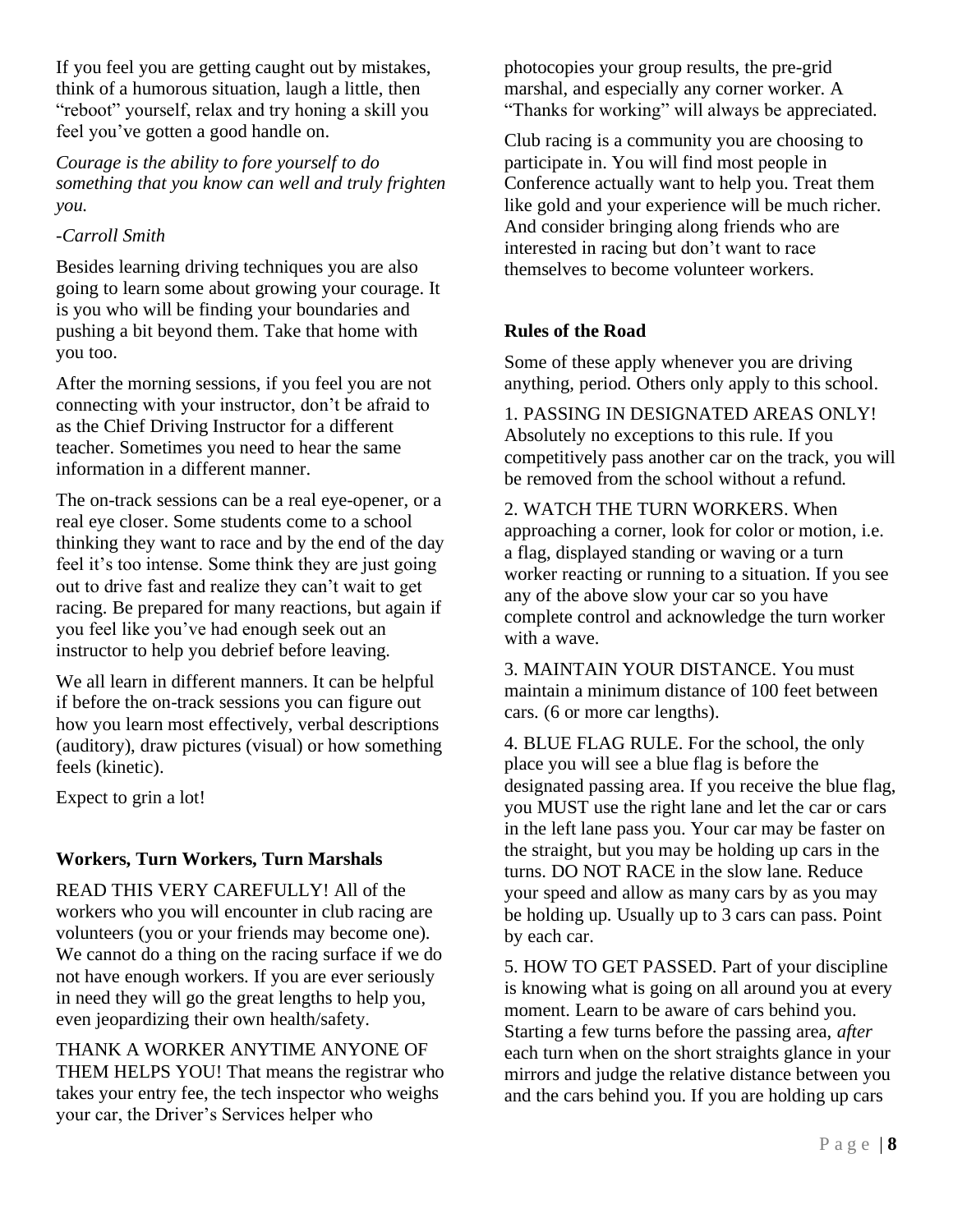If you feel you are getting caught out by mistakes, think of a humorous situation, laugh a little, then "reboot" yourself, relax and try honing a skill you feel you've gotten a good handle on.

*Courage is the ability to fore yourself to do something that you know can well and truly frighten you.*

*-Carroll Smith*

Besides learning driving techniques you are also going to learn some about growing your courage. It is you who will be finding your boundaries and pushing a bit beyond them. Take that home with you too.

After the morning sessions, if you feel you are not connecting with your instructor, don't be afraid to as the Chief Driving Instructor for a different teacher. Sometimes you need to hear the same information in a different manner.

The on-track sessions can be a real eye-opener, or a real eye closer. Some students come to a school thinking they want to race and by the end of the day feel it's too intense. Some think they are just going out to drive fast and realize they can't wait to get racing. Be prepared for many reactions, but again if you feel like you've had enough seek out an instructor to help you debrief before leaving.

We all learn in different manners. It can be helpful if before the on-track sessions you can figure out how you learn most effectively, verbal descriptions (auditory), draw pictures (visual) or how something feels (kinetic).

Expect to grin a lot!

**Workers, Turn Workers, Turn Marshals**

READ THIS VERY CAREFULLY! All of the workers who you will encounter in club racing are volunteers (you or your friends may become one). We cannot do a thing on the racing surface if we do not have enough workers. If you are ever seriously in need they will go the great lengths to help you, even jeopardizing their own health/safety.

THANK A WORKER ANYTIME ANYONE OF THEM HELPS YOU! That means the registrar who takes your entry fee, the tech inspector who weighs your car, the Driver's Services helper who photocopies your group results, the pre-grid marshal, and especially any corner worker. A "Thanks for working" will always be appreciated.

Club racing is a community you are choosing to participate in. You will find most people in Conference actually want to help you. Treat them like gold and your experience will be much richer. And consider bringing along friends who are interested in racing but don't want to race themselves to become volunteer workers.

**Rules of the Road**

Some of these apply whenever you are driving anything, period. Others only apply to this school.

1. PASSING IN DESIGNATED AREAS ONLY! Absolutely no exceptions to this rule. If you competitively pass another car on the track, you will be removed from the school without a refund.

2. WATCH THE TURN WORKERS. When approaching a corner, look for color or motion, i.e. a flag, displayed standing or waving or a turn worker reacting or running to a situation. If you see any of the above slow your car so you have complete control and acknowledge the turn worker with a wave.

3. MAINTAIN YOUR DISTANCE. You must maintain a minimum distance of 100 feet between cars. (6 or more car lengths).

4. BLUE FLAG RULE. For the school, the only place you will see a blue flag is before the designated passing area. If you receive the blue flag, you MUST use the right lane and let the car or cars in the left lane pass you. Your car may be faster on the straight, but you may be holding up cars in the turns. DO NOT RACE in the slow lane. Reduce your speed and allow as many cars by as you may be holding up. Usually up to 3 cars can pass. Point by each car.

5. HOW TO GET PASSED. Part of your discipline is knowing what is going on all around you at every moment. Learn to be aware of cars behind you. Starting a few turns before the passing area, *after* each turn when on the short straights glance in your mirrors and judge the relative distance between you and the cars behind you. If you are holding up cars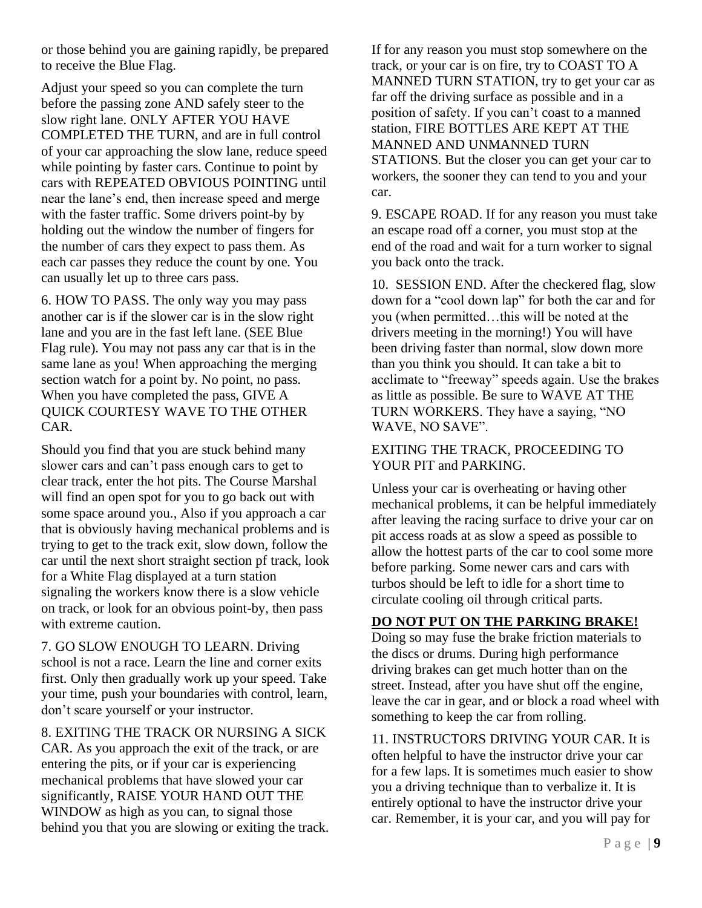or those behind you are gaining rapidly, be prepared to receive the Blue Flag.

Adjust your speed so you can complete the turn before the passing zone AND safely steer to the slow right lane. ONLY AFTER YOU HAVE COMPLETED THE TURN, and are in full control of your car approaching the slow lane, reduce speed while pointing by faster cars. Continue to point by cars with REPEATED OBVIOUS POINTING until near the lane's end, then increase speed and merge with the faster traffic. Some drivers point-by by holding out the window the number of fingers for the number of cars they expect to pass them. As each car passes they reduce the count by one. You can usually let up to three cars pass.

6. HOW TO PASS. The only way you may pass another car is if the slower car is in the slow right lane and you are in the fast left lane. (SEE Blue Flag rule). You may not pass any car that is in the same lane as you! When approaching the merging section watch for a point by. No point, no pass. When you have completed the pass, GIVE A QUICK COURTESY WAVE TO THE OTHER CAR.

Should you find that you are stuck behind many slower cars and can't pass enough cars to get to clear track, enter the hot pits. The Course Marshal will find an open spot for you to go back out with some space around you., Also if you approach a car that is obviously having mechanical problems and is trying to get to the track exit, slow down, follow the car until the next short straight section pf track, look for a White Flag displayed at a turn station signaling the workers know there is a slow vehicle on track, or look for an obvious point-by, then pass with extreme caution.

7. GO SLOW ENOUGH TO LEARN. Driving school is not a race. Learn the line and corner exits first. Only then gradually work up your speed. Take your time, push your boundaries with control, learn, don't scare yourself or your instructor.

8. EXITING THE TRACK OR NURSING A SICK CAR. As you approach the exit of the track, or are entering the pits, or if your car is experiencing mechanical problems that have slowed your car significantly, RAISE YOUR HAND OUT THE WINDOW as high as you can, to signal those behind you that you are slowing or exiting the track.

If for any reason you must stop somewhere on the track, or your car is on fire, try to COAST TO A MANNED TURN STATION, try to get your car as far off the driving surface as possible and in a position of safety. If you can't coast to a manned station, FIRE BOTTLES ARE KEPT AT THE MANNED AND UNMANNED TURN STATIONS. But the closer you can get your car to workers, the sooner they can tend to you and your car.

9. ESCAPE ROAD. If for any reason you must take an escape road off a corner, you must stop at the end of the road and wait for a turn worker to signal you back onto the track.

10. SESSION END. After the checkered flag, slow down for a "cool down lap" for both the car and for you (when permitted…this will be noted at the drivers meeting in the morning!) You will have been driving faster than normal, slow down more than you think you should. It can take a bit to acclimate to "freeway" speeds again. Use the brakes as little as possible. Be sure to WAVE AT THE TURN WORKERS. They have a saying, "NO WAVE, NO SAVE".

EXITING THE TRACK, PROCEEDING TO YOUR PIT and PARKING.

Unless your car is overheating or having other mechanical problems, it can be helpful immediately after leaving the racing surface to drive your car on pit access roads at as slow a speed as possible to allow the hottest parts of the car to cool some more before parking. Some newer cars and cars with turbos should be left to idle for a short time to circulate cooling oil through critical parts.

**DO NOT PUT ON THE PARKING BRAKE!**

Doing so may fuse the brake friction materials to the discs or drums. During high performance driving brakes can get much hotter than on the street. Instead, after you have shut off the engine, leave the car in gear, and or block a road wheel with something to keep the car from rolling.

11. INSTRUCTORS DRIVING YOUR CAR. It is often helpful to have the instructor drive your car for a few laps. It is sometimes much easier to show you a driving technique than to verbalize it. It is entirely optional to have the instructor drive your car. Remember, it is your car, and you will pay for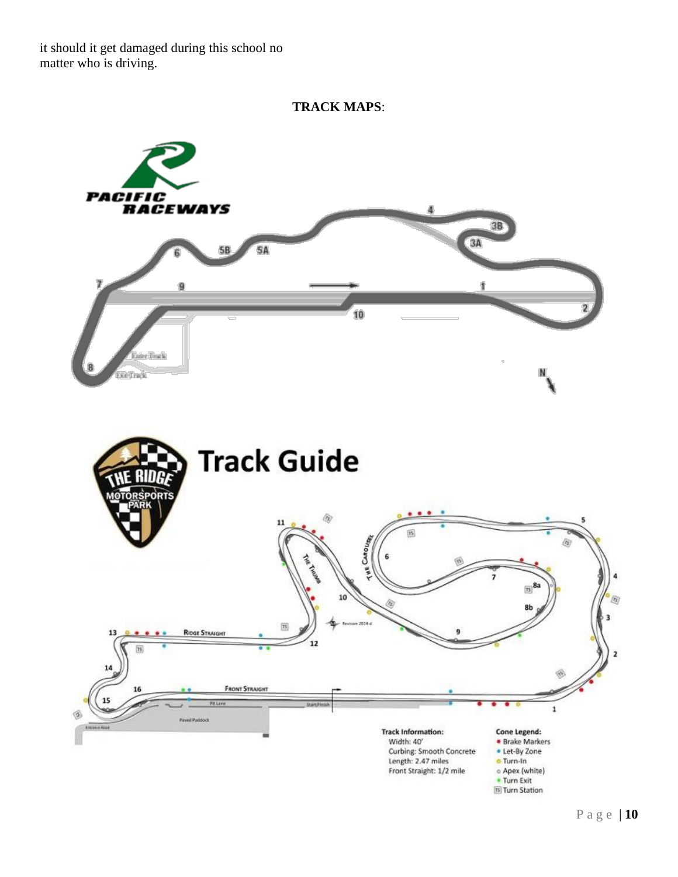it should it get damaged during this school no matter who is driving.

**TRACK MAPS**:

PACIFIC RACEWAYS

Track Guide

THE RIDGE MOTORSPORTS PARK

Track Information:
Width: 40'
Curbing: Smooth Concrete
Length: 2.47 miles
Front Straight: 1/2 mile

Cone Legend:
- Brake Markers
- Let-By Zone
- Turn-In
- Apex (white)
- Turn Exit
- Turn Station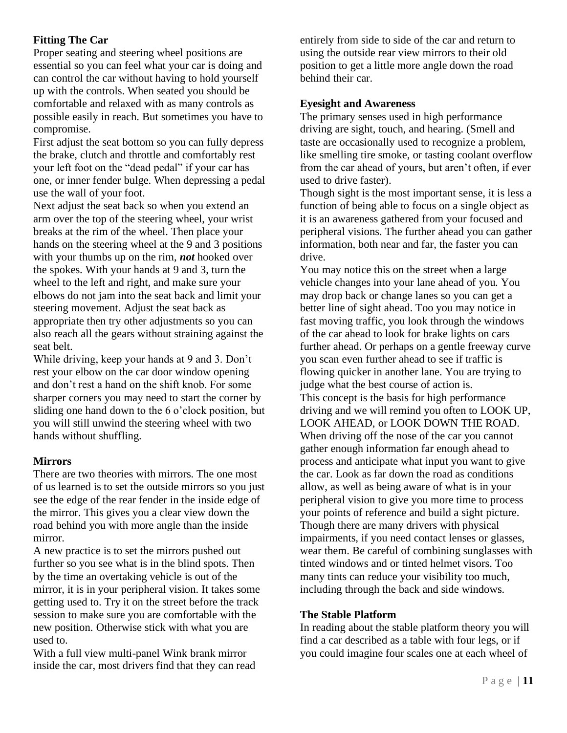**Fitting The Car**

Proper seating and steering wheel positions are essential so you can feel what your car is doing and can control the car without having to hold yourself up with the controls. When seated you should be comfortable and relaxed with as many controls as possible easily in reach. But sometimes you have to compromise.

First adjust the seat bottom so you can fully depress the brake, clutch and throttle and comfortably rest your left foot on the "dead pedal" if your car has one, or inner fender bulge. When depressing a pedal use the wall of your foot.

Next adjust the seat back so when you extend an arm over the top of the steering wheel, your wrist breaks at the rim of the wheel. Then place your hands on the steering wheel at the 9 and 3 positions with your thumbs up on the rim, ***not*** hooked over the spokes. With your hands at 9 and 3, turn the wheel to the left and right, and make sure your elbows do not jam into the seat back and limit your steering movement. Adjust the seat back as appropriate then try other adjustments so you can also reach all the gears without straining against the seat belt.

While driving, keep your hands at 9 and 3. Don't rest your elbow on the car door window opening and don't rest a hand on the shift knob. For some sharper corners you may need to start the corner by sliding one hand down to the 6 o'clock position, but you will still unwind the steering wheel with two hands without shuffling.

**Mirrors**

There are two theories with mirrors. The one most of us learned is to set the outside mirrors so you just see the edge of the rear fender in the inside edge of the mirror. This gives you a clear view down the road behind you with more angle than the inside mirror.

A new practice is to set the mirrors pushed out further so you see what is in the blind spots. Then by the time an overtaking vehicle is out of the mirror, it is in your peripheral vision. It takes some getting used to. Try it on the street before the track session to make sure you are comfortable with the new position. Otherwise stick with what you are used to.

With a full view multi-panel Wink brank mirror inside the car, most drivers find that they can read entirely from side to side of the car and return to using the outside rear view mirrors to their old position to get a little more angle down the road behind their car.

**Eyesight and Awareness**

The primary senses used in high performance driving are sight, touch, and hearing. (Smell and taste are occasionally used to recognize a problem, like smelling tire smoke, or tasting coolant overflow from the car ahead of yours, but aren't often, if ever used to drive faster).

Though sight is the most important sense, it is less a function of being able to focus on a single object as it is an awareness gathered from your focused and peripheral visions. The further ahead you can gather information, both near and far, the faster you can drive.

You may notice this on the street when a large vehicle changes into your lane ahead of you. You may drop back or change lanes so you can get a better line of sight ahead. Too you may notice in fast moving traffic, you look through the windows of the car ahead to look for brake lights on cars further ahead. Or perhaps on a gentle freeway curve you scan even further ahead to see if traffic is flowing quicker in another lane. You are trying to judge what the best course of action is.

This concept is the basis for high performance driving and we will remind you often to LOOK UP, LOOK AHEAD, or LOOK DOWN THE ROAD. When driving off the nose of the car you cannot gather enough information far enough ahead to process and anticipate what input you want to give the car. Look as far down the road as conditions allow, as well as being aware of what is in your peripheral vision to give you more time to process your points of reference and build a sight picture. Though there are many drivers with physical impairments, if you need contact lenses or glasses, wear them. Be careful of combining sunglasses with tinted windows and or tinted helmet visors. Too many tints can reduce your visibility too much, including through the back and side windows.

**The Stable Platform**

In reading about the stable platform theory you will find a car described as a table with four legs, or if you could imagine four scales one at each wheel of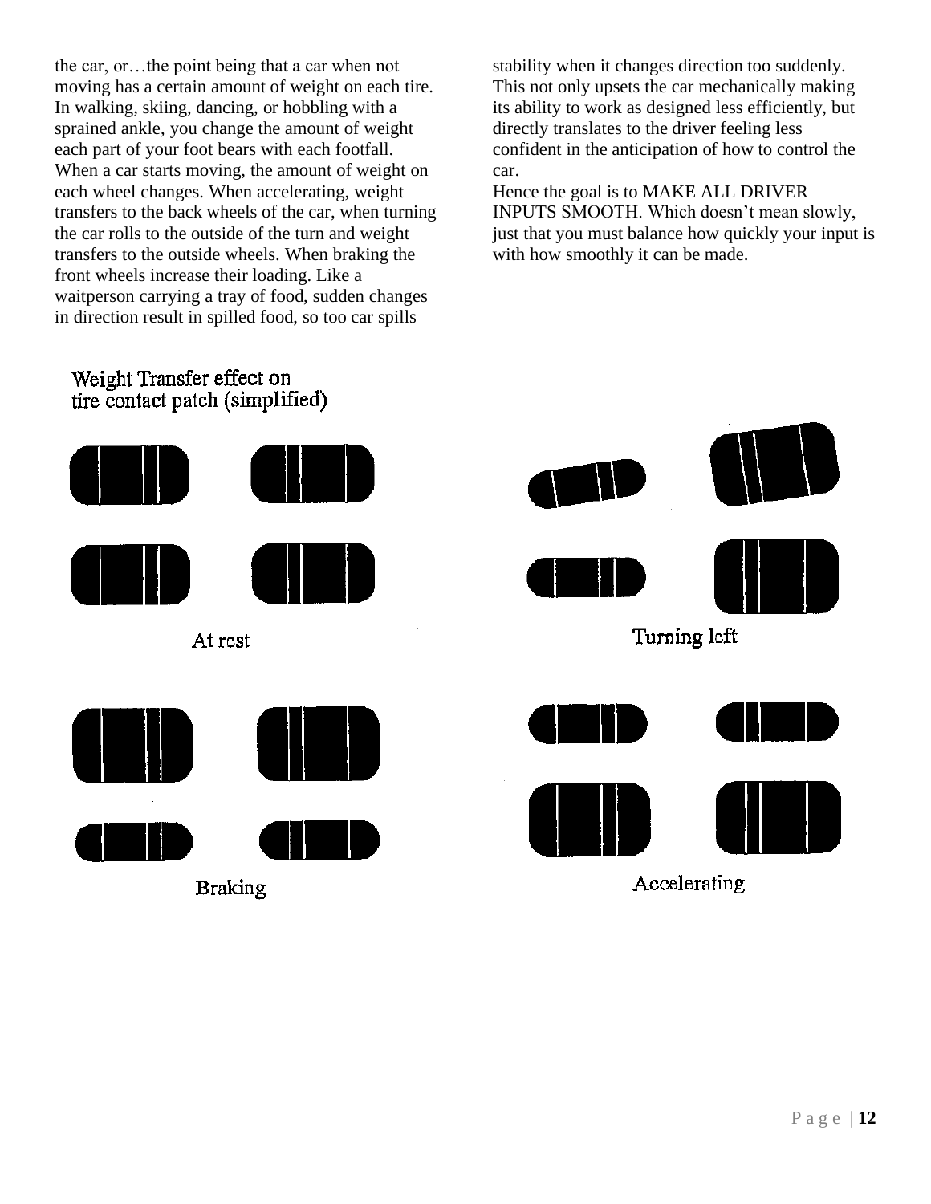the car, or…the point being that a car when not moving has a certain amount of weight on each tire. In walking, skiing, dancing, or hobbling with a sprained ankle, you change the amount of weight each part of your foot bears with each footfall. When a car starts moving, the amount of weight on each wheel changes. When accelerating, weight transfers to the back wheels of the car, when turning the car rolls to the outside of the turn and weight transfers to the outside wheels. When braking the front wheels increase their loading. Like a waitperson carrying a tray of food, sudden changes in direction result in spilled food, so too car spills stability when it changes direction too suddenly. This not only upsets the car mechanically making its ability to work as designed less efficiently, but directly translates to the driver feeling less confident in the anticipation of how to control the car.

Hence the goal is to MAKE ALL DRIVER INPUTS SMOOTH. Which doesn't mean slowly, just that you must balance how quickly your input is with how smoothly it can be made.

Weight Transfer effect on tire contact patch (simplified)

At rest

Turning left

Braking

Accelerating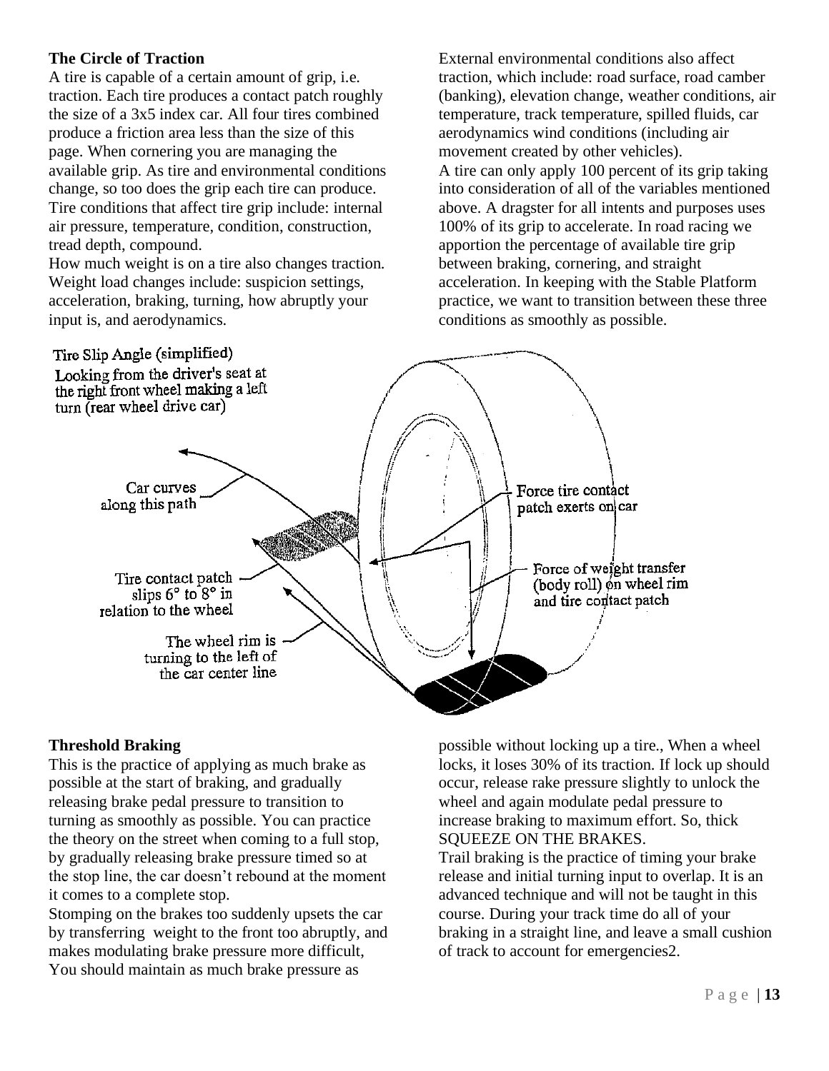**The Circle of Traction**

A tire is capable of a certain amount of grip, i.e. traction. Each tire produces a contact patch roughly the size of a 3x5 index car. All four tires combined produce a friction area less than the size of this page. When cornering you are managing the available grip. As tire and environmental conditions change, so too does the grip each tire can produce. Tire conditions that affect tire grip include: internal air pressure, temperature, condition, construction, tread depth, compound.

How much weight is on a tire also changes traction. Weight load changes include: suspicion settings, acceleration, braking, turning, how abruptly your input is, and aerodynamics.

External environmental conditions also affect traction, which include: road surface, road camber (banking), elevation change, weather conditions, air temperature, track temperature, spilled fluids, car aerodynamics wind conditions (including air movement created by other vehicles).

A tire can only apply 100 percent of its grip taking into consideration of all of the variables mentioned above. A dragster for all intents and purposes uses 100% of its grip to accelerate. In road racing we apportion the percentage of available tire grip between braking, cornering, and straight acceleration. In keeping with the Stable Platform practice, we want to transition between these three conditions as smoothly as possible.

Tire Slip Angle (simplified)

Looking from the driver's seat at the right front wheel making a left turn (rear wheel drive car)

Car curves along this path

Tire contact patch slips 6° to 8° in relation to the wheel

The wheel rim is turning to the left of the car center line

Force tire contact patch exerts on car

Force of weight transfer (body roll) on wheel rim and tire contact patch

**Threshold Braking**

This is the practice of applying as much brake as possible at the start of braking, and gradually releasing brake pedal pressure to transition to turning as smoothly as possible. You can practice the theory on the street when coming to a full stop, by gradually releasing brake pressure timed so at the stop line, the car doesn't rebound at the moment it comes to a complete stop.

Stomping on the brakes too suddenly upsets the car by transferring weight to the front too abruptly, and makes modulating brake pressure more difficult, You should maintain as much brake pressure as possible without locking up a tire., When a wheel locks, it loses 30% of its traction. If lock up should occur, release rake pressure slightly to unlock the wheel and again modulate pedal pressure to increase braking to maximum effort. So, thick SQUEEZE ON THE BRAKES.

Trail braking is the practice of timing your brake release and initial turning input to overlap. It is an advanced technique and will not be taught in this course. During your track time do all of your braking in a straight line, and leave a small cushion of track to account for emergencies2.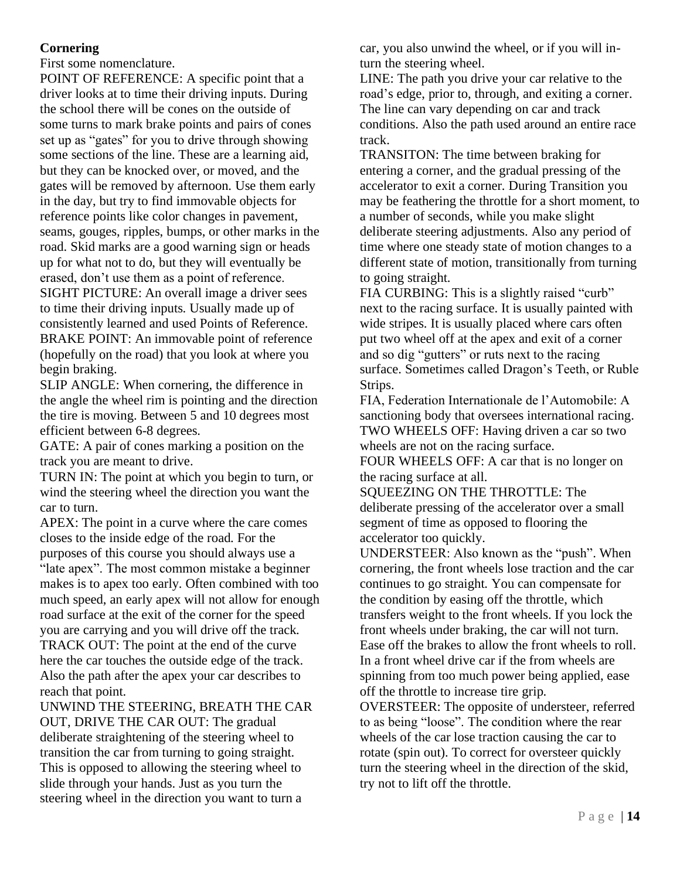**Cornering**

First some nomenclature.

POINT OF REFERENCE: A specific point that a driver looks at to time their driving inputs. During the school there will be cones on the outside of some turns to mark brake points and pairs of cones set up as "gates" for you to drive through showing some sections of the line. These are a learning aid, but they can be knocked over, or moved, and the gates will be removed by afternoon. Use them early in the day, but try to find immovable objects for reference points like color changes in pavement, seams, gouges, ripples, bumps, or other marks in the road. Skid marks are a good warning sign or heads up for what not to do, but they will eventually be erased, don't use them as a point of reference.

SIGHT PICTURE: An overall image a driver sees to time their driving inputs. Usually made up of consistently learned and used Points of Reference.

BRAKE POINT: An immovable point of reference (hopefully on the road) that you look at where you begin braking.

SLIP ANGLE: When cornering, the difference in the angle the wheel rim is pointing and the direction the tire is moving. Between 5 and 10 degrees most efficient between 6-8 degrees.

GATE: A pair of cones marking a position on the track you are meant to drive.

TURN IN: The point at which you begin to turn, or wind the steering wheel the direction you want the car to turn.

APEX: The point in a curve where the care comes closes to the inside edge of the road. For the purposes of this course you should always use a "late apex". The most common mistake a beginner makes is to apex too early. Often combined with too much speed, an early apex will not allow for enough road surface at the exit of the corner for the speed you are carrying and you will drive off the track.

TRACK OUT: The point at the end of the curve here the car touches the outside edge of the track. Also the path after the apex your car describes to reach that point.

UNWIND THE STEERING, BREATH THE CAR OUT, DRIVE THE CAR OUT: The gradual deliberate straightening of the steering wheel to transition the car from turning to going straight. This is opposed to allowing the steering wheel to slide through your hands. Just as you turn the steering wheel in the direction you want to turn a car, you also unwind the wheel, or if you will in-turn the steering wheel.

LINE: The path you drive your car relative to the road's edge, prior to, through, and exiting a corner. The line can vary depending on car and track conditions. Also the path used around an entire race track.

TRANSITON: The time between braking for entering a corner, and the gradual pressing of the accelerator to exit a corner. During Transition you may be feathering the throttle for a short moment, to a number of seconds, while you make slight deliberate steering adjustments. Also any period of time where one steady state of motion changes to a different state of motion, transitionally from turning to going straight.

FIA CURBING: This is a slightly raised "curb" next to the racing surface. It is usually painted with wide stripes. It is usually placed where cars often put two wheel off at the apex and exit of a corner and so dig "gutters" or ruts next to the racing surface. Sometimes called Dragon's Teeth, or Ruble Strips.

FIA, Federation Internationale de l'Automobile: A sanctioning body that oversees international racing.

TWO WHEELS OFF: Having driven a car so two wheels are not on the racing surface.

FOUR WHEELS OFF: A car that is no longer on the racing surface at all.

SQUEEZING ON THE THROTTLE: The deliberate pressing of the accelerator over a small segment of time as opposed to flooring the accelerator too quickly.

UNDERSTEER: Also known as the "push". When cornering, the front wheels lose traction and the car continues to go straight. You can compensate for the condition by easing off the throttle, which transfers weight to the front wheels. If you lock the front wheels under braking, the car will not turn. Ease off the brakes to allow the front wheels to roll. In a front wheel drive car if the from wheels are spinning from too much power being applied, ease off the throttle to increase tire grip.

OVERSTEER: The opposite of understeer, referred to as being "loose". The condition where the rear wheels of the car lose traction causing the car to rotate (spin out). To correct for oversteer quickly turn the steering wheel in the direction of the skid, try not to lift off the throttle.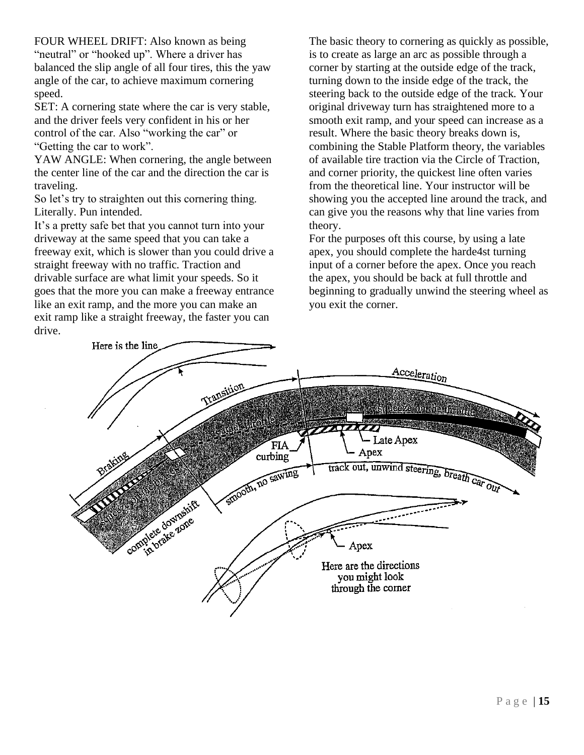FOUR WHEEL DRIFT: Also known as being "neutral" or "hooked up". Where a driver has balanced the slip angle of all four tires, this the yaw angle of the car, to achieve maximum cornering speed.
SET: A cornering state where the car is very stable, and the driver feels very confident in his or her control of the car. Also "working the car" or "Getting the car to work".
YAW ANGLE: When cornering, the angle between the center line of the car and the direction the car is traveling.
So let's try to straighten out this cornering thing. Literally. Pun intended.
It's a pretty safe bet that you cannot turn into your driveway at the same speed that you can take a freeway exit, which is slower than you could drive a straight freeway with no traffic. Traction and drivable surface are what limit your speeds. So it goes that the more you can make a freeway entrance like an exit ramp, and the more you can make an exit ramp like a straight freeway, the faster you can drive.

The basic theory to cornering as quickly as possible, is to create as large an arc as possible through a corner by starting at the outside edge of the track, turning down to the inside edge of the track, the steering back to the outside edge of the track. Your original driveway turn has straightened more to a smooth exit ramp, and your speed can increase as a result. Where the basic theory breaks down is, combining the Stable Platform theory, the variables of available tire traction via the Circle of Traction, and corner priority, the quickest line often varies from the theoretical line. Your instructor will be showing you the accepted line around the track, and can give you the reasons why that line varies from theory.
For the purposes oft this course, by using a late apex, you should complete the harde4st turning input of a corner before the apex. Once you reach the apex, you should be back at full throttle and beginning to gradually unwind the steering wheel as you exit the corner.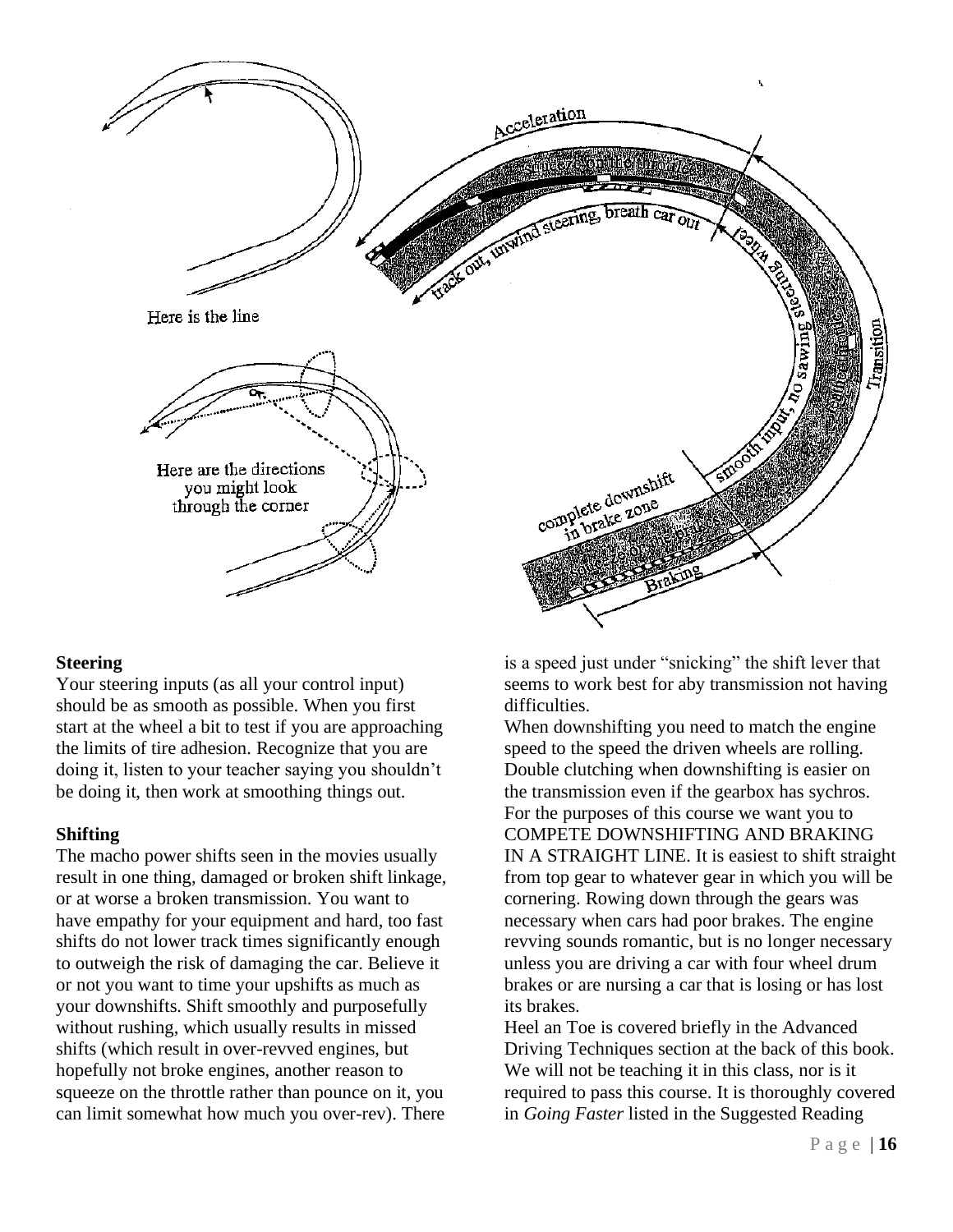**Steering**

Your steering inputs (as all your control input) should be as smooth as possible. When you first start at the wheel a bit to test if you are approaching the limits of tire adhesion. Recognize that you are doing it, listen to your teacher saying you shouldn't be doing it, then work at smoothing things out.

**Shifting**

The macho power shifts seen in the movies usually result in one thing, damaged or broken shift linkage, or at worse a broken transmission. You want to have empathy for your equipment and hard, too fast shifts do not lower track times significantly enough to outweigh the risk of damaging the car. Believe it or not you want to time your upshifts as much as your downshifts. Shift smoothly and purposefully without rushing, which usually results in missed shifts (which result in over-revved engines, but hopefully not broke engines, another reason to squeeze on the throttle rather than pounce on it, you can limit somewhat how much you over-rev). There is a speed just under "snicking" the shift lever that seems to work best for aby transmission not having difficulties.

When downshifting you need to match the engine speed to the speed the driven wheels are rolling. Double clutching when downshifting is easier on the transmission even if the gearbox has sychros. For the purposes of this course we want you to COMPETE DOWNSHIFTING AND BRAKING IN A STRAIGHT LINE. It is easiest to shift straight from top gear to whatever gear in which you will be cornering. Rowing down through the gears was necessary when cars had poor brakes. The engine revving sounds romantic, but is no longer necessary unless you are driving a car with four wheel drum brakes or are nursing a car that is losing or has lost its brakes.

Heel an Toe is covered briefly in the Advanced Driving Techniques section at the back of this book. We will not be teaching it in this class, nor is it required to pass this course. It is thoroughly covered in *Going Faster* listed in the Suggested Reading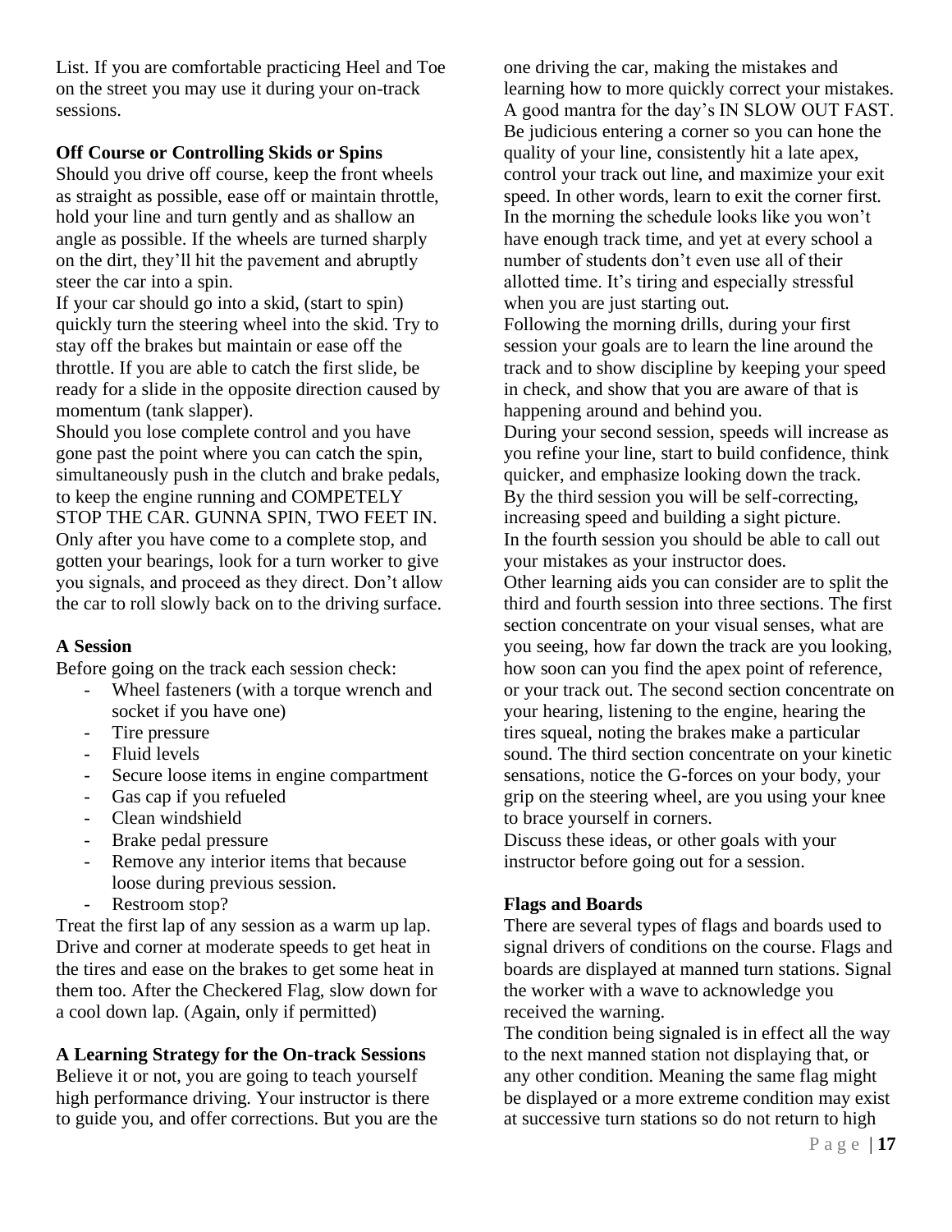List. If you are comfortable practicing Heel and Toe on the street you may use it during your on-track sessions.

**Off Course or Controlling Skids or Spins**

Should you drive off course, keep the front wheels as straight as possible, ease off or maintain throttle, hold your line and turn gently and as shallow an angle as possible. If the wheels are turned sharply on the dirt, they'll hit the pavement and abruptly steer the car into a spin.

If your car should go into a skid, (start to spin) quickly turn the steering wheel into the skid. Try to stay off the brakes but maintain or ease off the throttle. If you are able to catch the first slide, be ready for a slide in the opposite direction caused by momentum (tank slapper).

Should you lose complete control and you have gone past the point where you can catch the spin, simultaneously push in the clutch and brake pedals, to keep the engine running and COMPETELY STOP THE CAR. GUNNA SPIN, TWO FEET IN.

Only after you have come to a complete stop, and gotten your bearings, look for a turn worker to give you signals, and proceed as they direct. Don't allow the car to roll slowly back on to the driving surface.

**A Session**

Before going on the track each session check:

- Wheel fasteners (with a torque wrench and socket if you have one)
- Tire pressure
- Fluid levels
- Secure loose items in engine compartment
- Gas cap if you refueled
- Clean windshield
- Brake pedal pressure
- Remove any interior items that because loose during previous session.
- Restroom stop?

Treat the first lap of any session as a warm up lap. Drive and corner at moderate speeds to get heat in the tires and ease on the brakes to get some heat in them too. After the Checkered Flag, slow down for a cool down lap. (Again, only if permitted)

**A Learning Strategy for the On-track Sessions**

Believe it or not, you are going to teach yourself high performance driving. Your instructor is there to guide you, and offer corrections. But you are the one driving the car, making the mistakes and learning how to more quickly correct your mistakes. A good mantra for the day's IN SLOW OUT FAST. Be judicious entering a corner so you can hone the quality of your line, consistently hit a late apex, control your track out line, and maximize your exit speed. In other words, learn to exit the corner first. In the morning the schedule looks like you won't have enough track time, and yet at every school a number of students don't even use all of their allotted time. It's tiring and especially stressful when you are just starting out.

Following the morning drills, during your first session your goals are to learn the line around the track and to show discipline by keeping your speed in check, and show that you are aware of that is happening around and behind you.

During your second session, speeds will increase as you refine your line, start to build confidence, think quicker, and emphasize looking down the track.

By the third session you will be self-correcting, increasing speed and building a sight picture.

In the fourth session you should be able to call out your mistakes as your instructor does.

Other learning aids you can consider are to split the third and fourth session into three sections. The first section concentrate on your visual senses, what are you seeing, how far down the track are you looking, how soon can you find the apex point of reference, or your track out. The second section concentrate on your hearing, listening to the engine, hearing the tires squeal, noting the brakes make a particular sound. The third section concentrate on your kinetic sensations, notice the G-forces on your body, your grip on the steering wheel, are you using your knee to brace yourself in corners.

Discuss these ideas, or other goals with your instructor before going out for a session.

**Flags and Boards**

There are several types of flags and boards used to signal drivers of conditions on the course. Flags and boards are displayed at manned turn stations. Signal the worker with a wave to acknowledge you received the warning.

The condition being signaled is in effect all the way to the next manned station not displaying that, or any other condition. Meaning the same flag might be displayed or a more extreme condition may exist at successive turn stations so do not return to high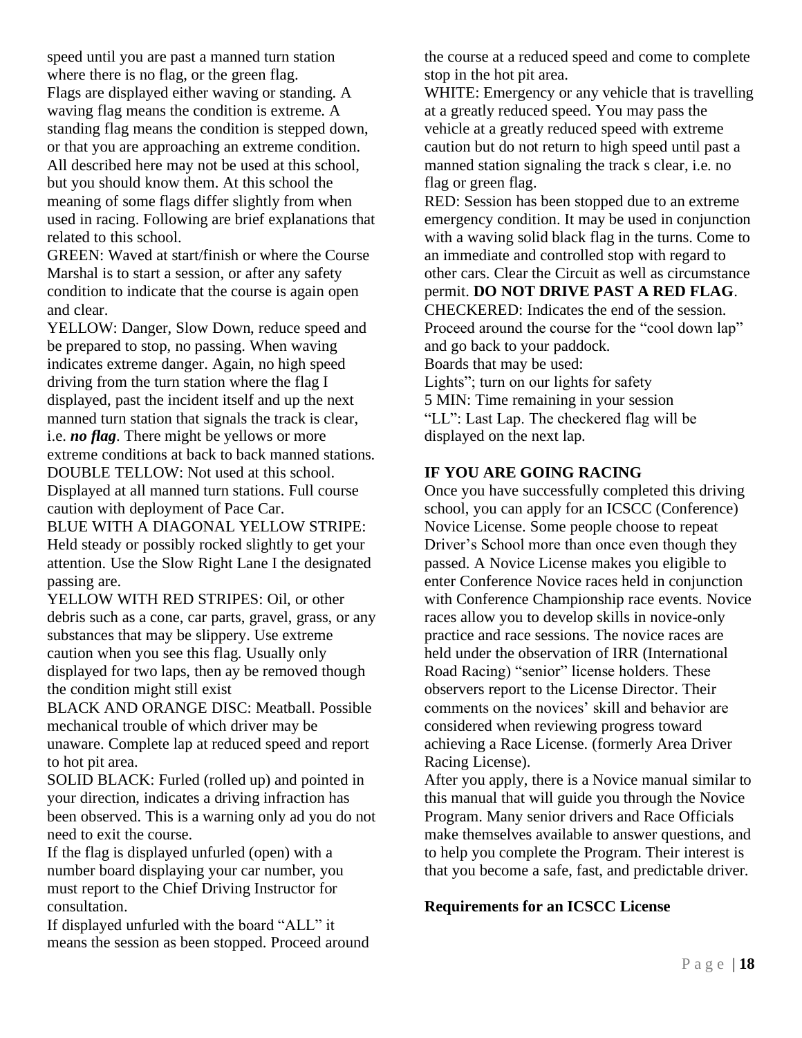speed until you are past a manned turn station where there is no flag, or the green flag.

Flags are displayed either waving or standing. A waving flag means the condition is extreme. A standing flag means the condition is stepped down, or that you are approaching an extreme condition. All described here may not be used at this school, but you should know them. At this school the meaning of some flags differ slightly from when used in racing. Following are brief explanations that related to this school.

GREEN: Waved at start/finish or where the Course Marshal is to start a session, or after any safety condition to indicate that the course is again open and clear.

YELLOW: Danger, Slow Down, reduce speed and be prepared to stop, no passing. When waving indicates extreme danger. Again, no high speed driving from the turn station where the flag I displayed, past the incident itself and up the next manned turn station that signals the track is clear, i.e. ***no flag***. There might be yellows or more extreme conditions at back to back manned stations.

DOUBLE TELLOW: Not used at this school. Displayed at all manned turn stations. Full course caution with deployment of Pace Car.

BLUE WITH A DIAGONAL YELLOW STRIPE: Held steady or possibly rocked slightly to get your attention. Use the Slow Right Lane I the designated passing are.

YELLOW WITH RED STRIPES: Oil, or other debris such as a cone, car parts, gravel, grass, or any substances that may be slippery. Use extreme caution when you see this flag. Usually only displayed for two laps, then ay be removed though the condition might still exist

BLACK AND ORANGE DISC: Meatball. Possible mechanical trouble of which driver may be unaware. Complete lap at reduced speed and report to hot pit area.

SOLID BLACK: Furled (rolled up) and pointed in your direction, indicates a driving infraction has been observed. This is a warning only ad you do not need to exit the course.

If the flag is displayed unfurled (open) with a number board displaying your car number, you must report to the Chief Driving Instructor for consultation.

If displayed unfurled with the board "ALL" it means the session as been stopped. Proceed around the course at a reduced speed and come to complete stop in the hot pit area.

WHITE: Emergency or any vehicle that is travelling at a greatly reduced speed. You may pass the vehicle at a greatly reduced speed with extreme caution but do not return to high speed until past a manned station signaling the track s clear, i.e. no flag or green flag.

RED: Session has been stopped due to an extreme emergency condition. It may be used in conjunction with a waving solid black flag in the turns. Come to an immediate and controlled stop with regard to other cars. Clear the Circuit as well as circumstance permit. **DO NOT DRIVE PAST A RED FLAG**.

CHECKERED: Indicates the end of the session. Proceed around the course for the "cool down lap" and go back to your paddock.

Boards that may be used:

Lights"; turn on our lights for safety

5 MIN: Time remaining in your session

"LL": Last Lap. The checkered flag will be displayed on the next lap.

**IF YOU ARE GOING RACING**

Once you have successfully completed this driving school, you can apply for an ICSCC (Conference) Novice License. Some people choose to repeat Driver's School more than once even though they passed. A Novice License makes you eligible to enter Conference Novice races held in conjunction with Conference Championship race events. Novice races allow you to develop skills in novice-only practice and race sessions. The novice races are held under the observation of IRR (International Road Racing) "senior" license holders. These observers report to the License Director. Their comments on the novices' skill and behavior are considered when reviewing progress toward achieving a Race License. (formerly Area Driver Racing License).

After you apply, there is a Novice manual similar to this manual that will guide you through the Novice Program. Many senior drivers and Race Officials make themselves available to answer questions, and to help you complete the Program. Their interest is that you become a safe, fast, and predictable driver.

**Requirements for an ICSCC License**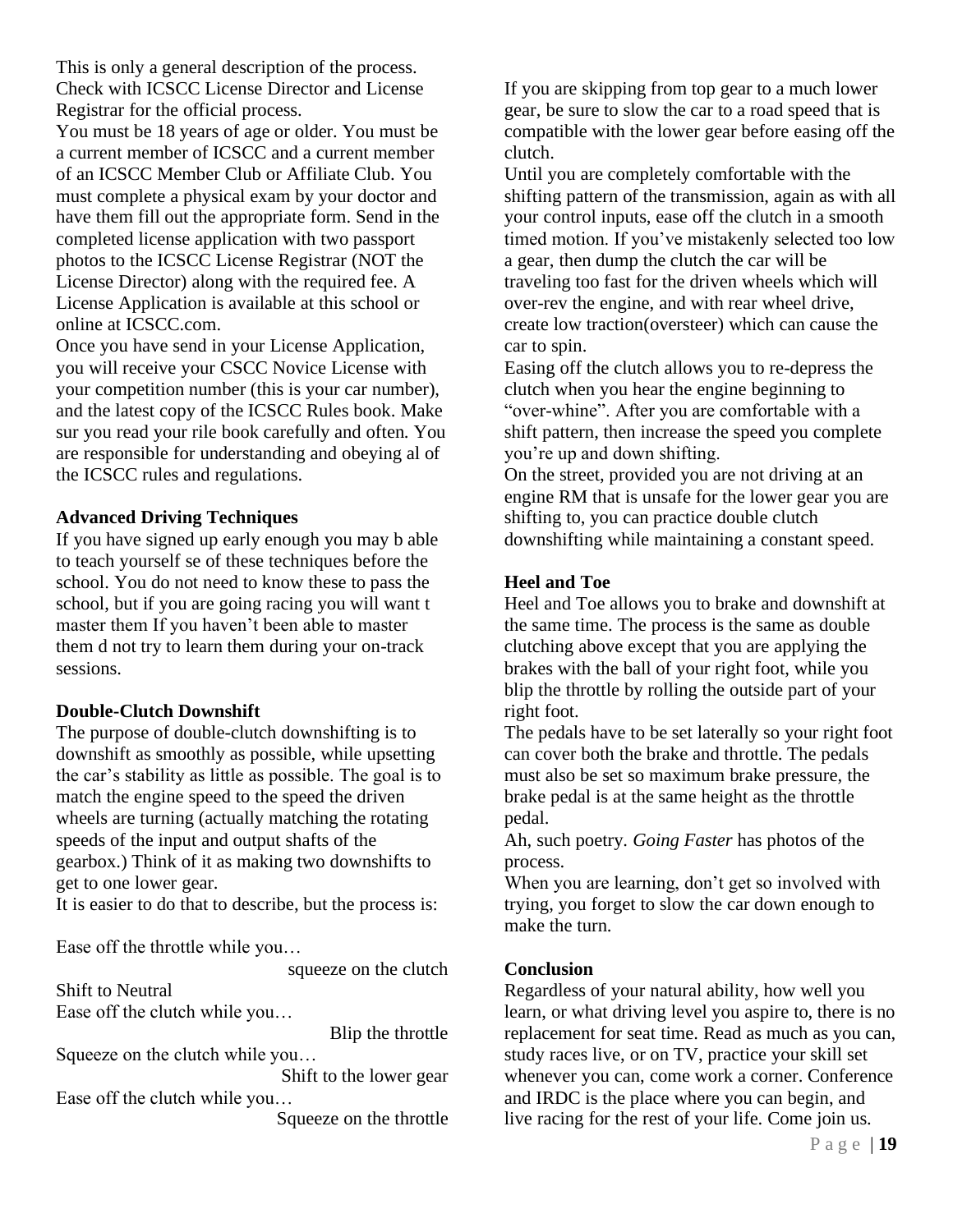This is only a general description of the process. Check with ICSCC License Director and License Registrar for the official process.

You must be 18 years of age or older. You must be a current member of ICSCC and a current member of an ICSCC Member Club or Affiliate Club. You must complete a physical exam by your doctor and have them fill out the appropriate form. Send in the completed license application with two passport photos to the ICSCC License Registrar (NOT the License Director) along with the required fee. A License Application is available at this school or online at ICSCC.com.

Once you have send in your License Application, you will receive your CSCC Novice License with your competition number (this is your car number), and the latest copy of the ICSCC Rules book. Make sur you read your rile book carefully and often. You are responsible for understanding and obeying al of the ICSCC rules and regulations.

**Advanced Driving Techniques**

If you have signed up early enough you may b able to teach yourself se of these techniques before the school. You do not need to know these to pass the school, but if you are going racing you will want t master them If you haven't been able to master them d not try to learn them during your on-track sessions.

**Double-Clutch Downshift**

The purpose of double-clutch downshifting is to downshift as smoothly as possible, while upsetting the car's stability as little as possible. The goal is to match the engine speed to the speed the driven wheels are turning (actually matching the rotating speeds of the input and output shafts of the gearbox.) Think of it as making two downshifts to get to one lower gear.

It is easier to do that to describe, but the process is:

Ease off the throttle while you… squeeze on the clutch

Shift to Neutral

Ease off the clutch while you… Blip the throttle

Squeeze on the clutch while you… Shift to the lower gear

Ease off the clutch while you… Squeeze on the throttle

If you are skipping from top gear to a much lower gear, be sure to slow the car to a road speed that is compatible with the lower gear before easing off the clutch.

Until you are completely comfortable with the shifting pattern of the transmission, again as with all your control inputs, ease off the clutch in a smooth timed motion. If you've mistakenly selected too low a gear, then dump the clutch the car will be traveling too fast for the driven wheels which will over-rev the engine, and with rear wheel drive, create low traction(oversteer) which can cause the car to spin.

Easing off the clutch allows you to re-depress the clutch when you hear the engine beginning to "over-whine". After you are comfortable with a shift pattern, then increase the speed you complete you're up and down shifting.

On the street, provided you are not driving at an engine RM that is unsafe for the lower gear you are shifting to, you can practice double clutch downshifting while maintaining a constant speed.

**Heel and Toe**

Heel and Toe allows you to brake and downshift at the same time. The process is the same as double clutching above except that you are applying the brakes with the ball of your right foot, while you blip the throttle by rolling the outside part of your right foot.

The pedals have to be set laterally so your right foot can cover both the brake and throttle. The pedals must also be set so maximum brake pressure, the brake pedal is at the same height as the throttle pedal.

Ah, such poetry. *Going Faster* has photos of the process.

When you are learning, don't get so involved with trying, you forget to slow the car down enough to make the turn.

**Conclusion**

Regardless of your natural ability, how well you learn, or what driving level you aspire to, there is no replacement for seat time. Read as much as you can, study races live, or on TV, practice your skill set whenever you can, come work a corner. Conference and IRDC is the place where you can begin, and live racing for the rest of your life. Come join us.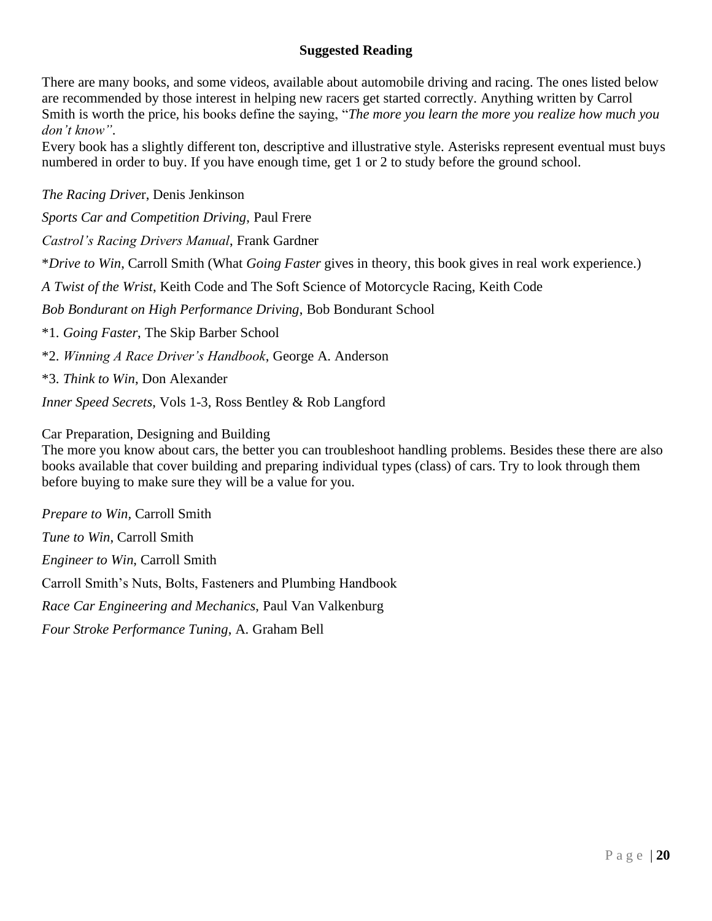**Suggested Reading**

There are many books, and some videos, available about automobile driving and racing. The ones listed below are recommended by those interest in helping new racers get started correctly. Anything written by Carrol Smith is worth the price, his books define the saying, "*The more you learn the more you realize how much you don't know"*.
Every book has a slightly different ton, descriptive and illustrative style. Asterisks represent eventual must buys numbered in order to buy. If you have enough time, get 1 or 2 to study before the ground school.

*The Racing Drive*r, Denis Jenkinson

*Sports Car and Competition Driving*, Paul Frere

*Castrol's Racing Drivers Manual*, Frank Gardner

**Drive to Win*, Carroll Smith (What *Going Faster* gives in theory, this book gives in real work experience.)

*A Twist of the Wrist*, Keith Code and The Soft Science of Motorcycle Racing, Keith Code

*Bob Bondurant on High Performance Driving*, Bob Bondurant School

*1. *Going Faster*, The Skip Barber School

*2. *Winning A Race Driver's Handbook*, George A. Anderson

*3. *Think to Win*, Don Alexander

*Inner Speed Secrets*, Vols 1-3, Ross Bentley & Rob Langford

Car Preparation, Designing and Building
The more you know about cars, the better you can troubleshoot handling problems. Besides these there are also books available that cover building and preparing individual types (class) of cars. Try to look through them before buying to make sure they will be a value for you.

*Prepare to Win*, Carroll Smith

*Tune to Win*, Carroll Smith

*Engineer to Win*, Carroll Smith

Carroll Smith's Nuts, Bolts, Fasteners and Plumbing Handbook

*Race Car Engineering and Mechanics*, Paul Van Valkenburg

*Four Stroke Performance Tuning*, A. Graham Bell